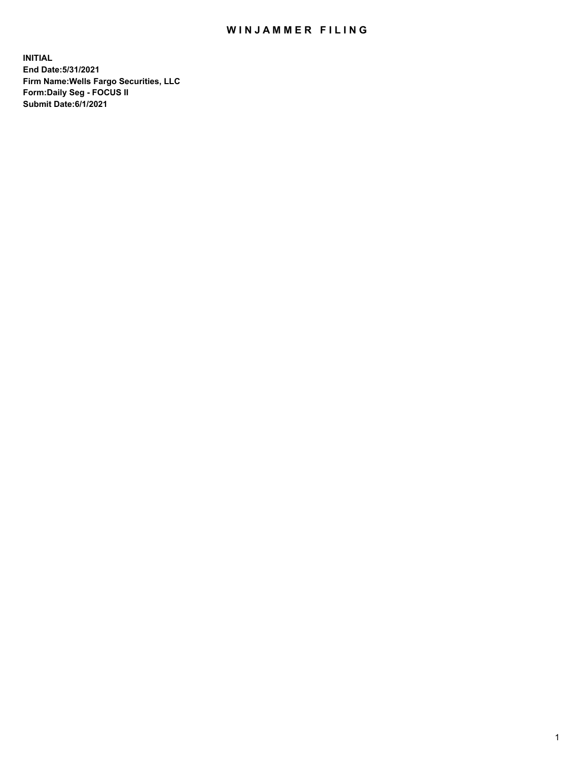# WINJAMMER FILING

**INITIAL**
**End Date:5/31/2021**
**Firm Name:Wells Fargo Securities, LLC**
**Form:Daily Seg - FOCUS II**
**Submit Date:6/1/2021**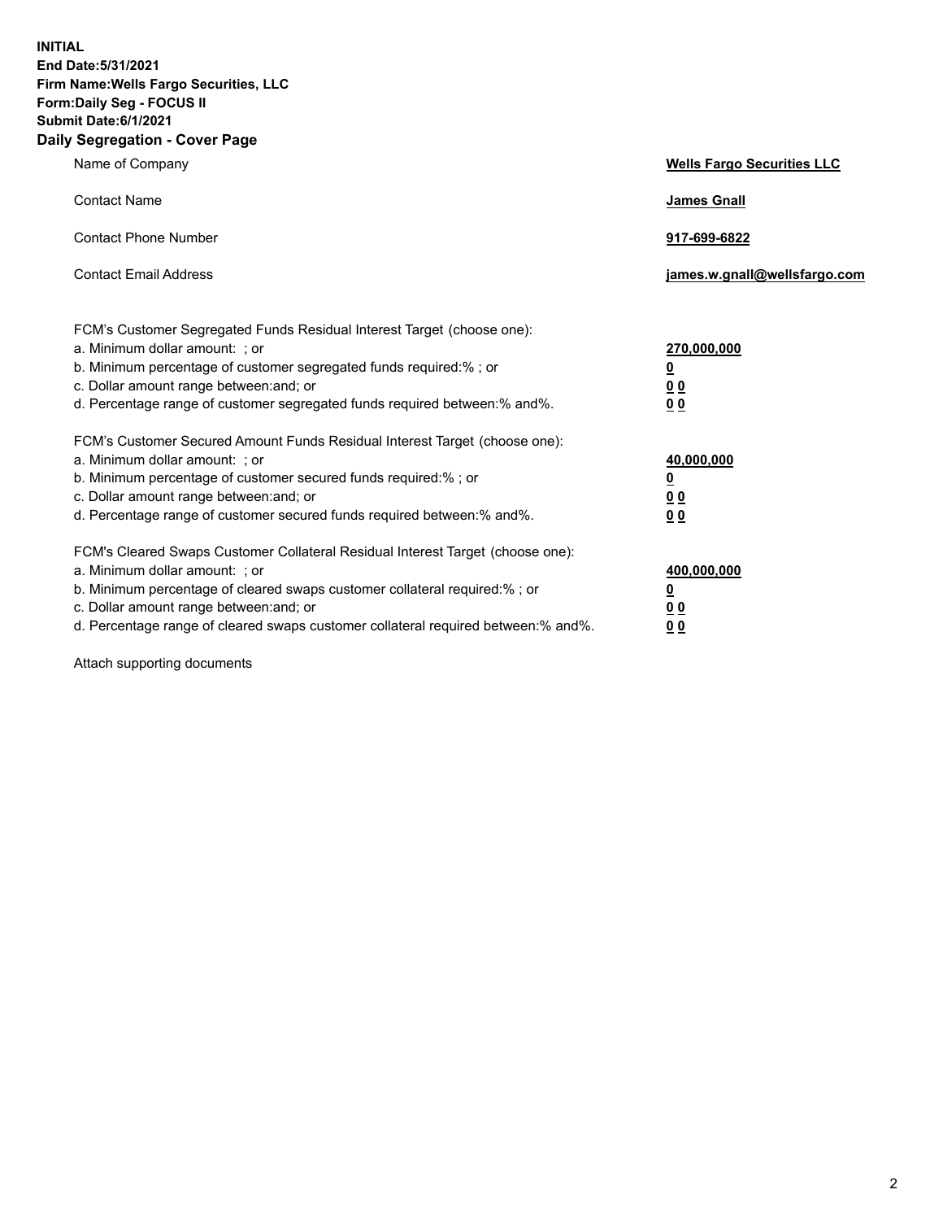**INITIAL**
**End Date:5/31/2021**
**Firm Name:Wells Fargo Securities, LLC**
**Form:Daily Seg - FOCUS II**
**Submit Date:6/1/2021**

## Daily Segregation - Cover Page

| | |
|---|---|
| Name of Company | **Wells Fargo Securities LLC** |
| Contact Name | **James Gnall** |
| Contact Phone Number | **917-699-6822** |
| Contact Email Address | **james.w.gnall@wellsfargo.com** |

| | |
|---|---|
| FCM's Customer Segregated Funds Residual Interest Target (choose one): | |
| a. Minimum dollar amount: ; or | **270,000,000** |
| b. Minimum percentage of customer segregated funds required:% ; or | **0** |
| c. Dollar amount range between:and; or | **0 0** |
| d. Percentage range of customer segregated funds required between:% and%. | **0 0** |
| FCM's Customer Secured Amount Funds Residual Interest Target (choose one): | |
| a. Minimum dollar amount: ; or | **40,000,000** |
| b. Minimum percentage of customer secured funds required:% ; or | **0** |
| c. Dollar amount range between:and; or | **0 0** |
| d. Percentage range of customer secured funds required between:% and%. | **0 0** |
| FCM's Cleared Swaps Customer Collateral Residual Interest Target (choose one): | |
| a. Minimum dollar amount: ; or | **400,000,000** |
| b. Minimum percentage of cleared swaps customer collateral required:% ; or | **0** |
| c. Dollar amount range between:and; or | **0 0** |
| d. Percentage range of cleared swaps customer collateral required between:% and%. | **0 0** |

Attach supporting documents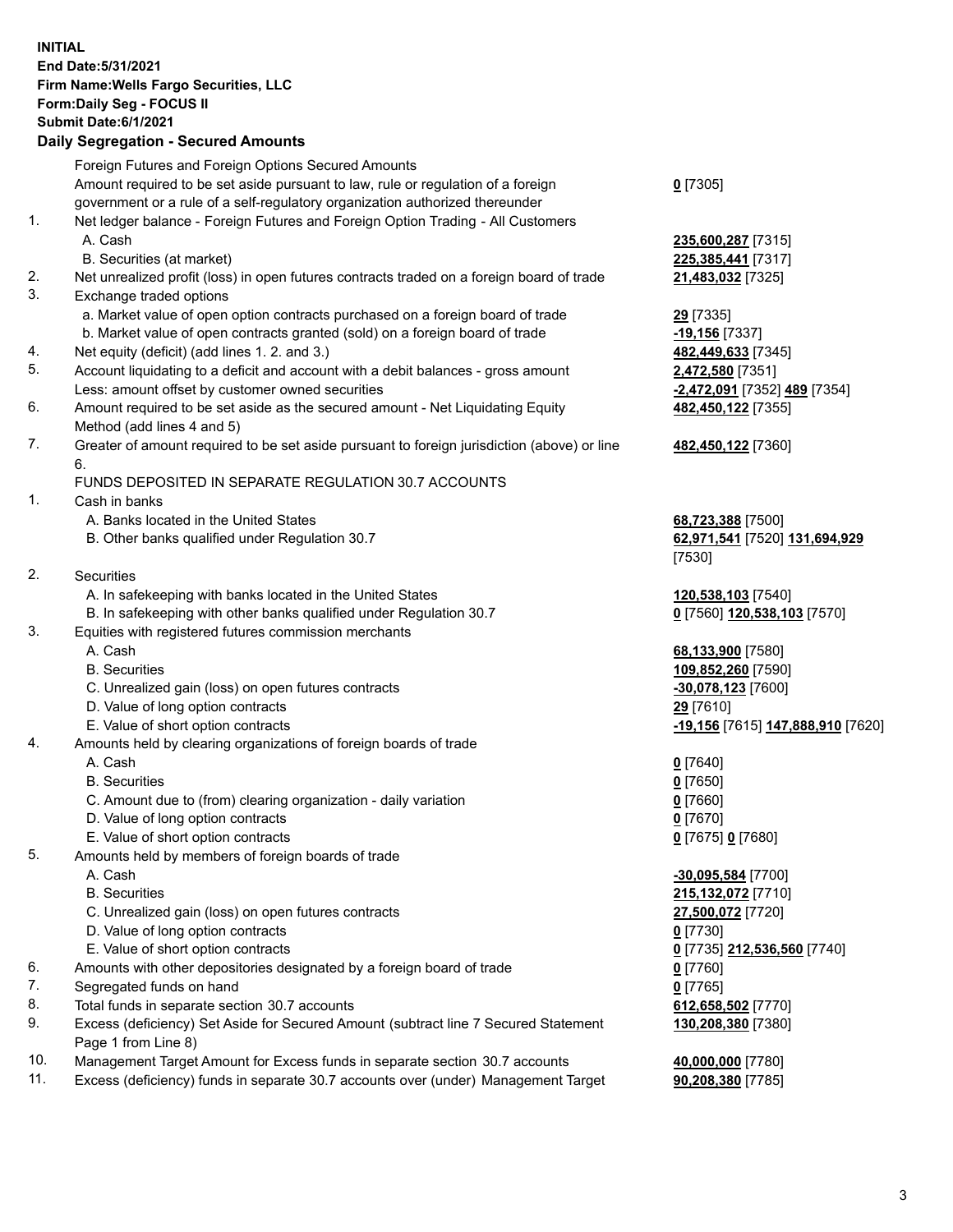**INITIAL**
**End Date:5/31/2021**
**Firm Name:Wells Fargo Securities, LLC**
**Form:Daily Seg - FOCUS II**
**Submit Date:6/1/2021**

## Daily Segregation - Secured Amounts

| | | |
|---|---|---|
| | Foreign Futures and Foreign Options Secured Amounts | |
| | Amount required to be set aside pursuant to law, rule or regulation of a foreign government or a rule of a self-regulatory organization authorized thereunder | **0** [7305] |
| 1. | Net ledger balance - Foreign Futures and Foreign Option Trading - All Customers | |
| | A. Cash | **235,600,287** [7315] |
| | B. Securities (at market) | **225,385,441** [7317] |
| 2. | Net unrealized profit (loss) in open futures contracts traded on a foreign board of trade | **21,483,032** [7325] |
| 3. | Exchange traded options | |
| | a. Market value of open option contracts purchased on a foreign board of trade | **29** [7335] |
| | b. Market value of open contracts granted (sold) on a foreign board of trade | **-19,156** [7337] |
| 4. | Net equity (deficit) (add lines 1. 2. and 3.) | **482,449,633** [7345] |
| 5. | Account liquidating to a deficit and account with a debit balances - gross amount | **2,472,580** [7351] |
| | Less: amount offset by customer owned securities | **-2,472,091** [7352] **489** [7354] |
| 6. | Amount required to be set aside as the secured amount - Net Liquidating Equity Method (add lines 4 and 5) | **482,450,122** [7355] |
| 7. | Greater of amount required to be set aside pursuant to foreign jurisdiction (above) or line 6. | **482,450,122** [7360] |
| | FUNDS DEPOSITED IN SEPARATE REGULATION 30.7 ACCOUNTS | |
| 1. | Cash in banks | |
| | A. Banks located in the United States | **68,723,388** [7500] |
| | B. Other banks qualified under Regulation 30.7 | **62,971,541** [7520] **131,694,929** [7530] |
| 2. | Securities | |
| | A. In safekeeping with banks located in the United States | **120,538,103** [7540] |
| | B. In safekeeping with other banks qualified under Regulation 30.7 | **0** [7560] **120,538,103** [7570] |
| 3. | Equities with registered futures commission merchants | |
| | A. Cash | **68,133,900** [7580] |
| | B. Securities | **109,852,260** [7590] |
| | C. Unrealized gain (loss) on open futures contracts | **-30,078,123** [7600] |
| | D. Value of long option contracts | **29** [7610] |
| | E. Value of short option contracts | **-19,156** [7615] **147,888,910** [7620] |
| 4. | Amounts held by clearing organizations of foreign boards of trade | |
| | A. Cash | **0** [7640] |
| | B. Securities | **0** [7650] |
| | C. Amount due to (from) clearing organization - daily variation | **0** [7660] |
| | D. Value of long option contracts | **0** [7670] |
| | E. Value of short option contracts | **0** [7675] **0** [7680] |
| 5. | Amounts held by members of foreign boards of trade | |
| | A. Cash | **-30,095,584** [7700] |
| | B. Securities | **215,132,072** [7710] |
| | C. Unrealized gain (loss) on open futures contracts | **27,500,072** [7720] |
| | D. Value of long option contracts | **0** [7730] |
| | E. Value of short option contracts | **0** [7735] **212,536,560** [7740] |
| 6. | Amounts with other depositories designated by a foreign board of trade | **0** [7760] |
| 7. | Segregated funds on hand | **0** [7765] |
| 8. | Total funds in separate section 30.7 accounts | **612,658,502** [7770] |
| 9. | Excess (deficiency) Set Aside for Secured Amount (subtract line 7 Secured Statement Page 1 from Line 8) | **130,208,380** [7380] |
| 10. | Management Target Amount for Excess funds in separate section 30.7 accounts | **40,000,000** [7780] |
| 11. | Excess (deficiency) funds in separate 30.7 accounts over (under) Management Target | **90,208,380** [7785] |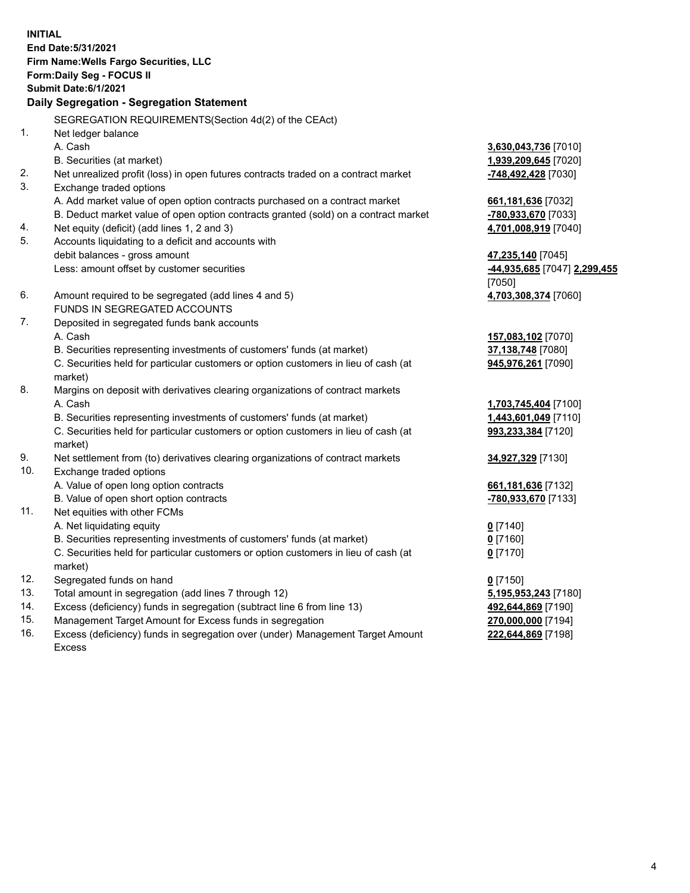**INITIAL**
**End Date:5/31/2021**
**Firm Name:Wells Fargo Securities, LLC**
**Form:Daily Seg - FOCUS II**
**Submit Date:6/1/2021**

**Daily Segregation - Segregation Statement**

SEGREGATION REQUIREMENTS(Section 4d(2) of the CEAct)

| | | |
|---|---|---|
| 1. | Net ledger balance | |
| | A. Cash | **3,630,043,736** [7010] |
| | B. Securities (at market) | **1,939,209,645** [7020] |
| 2. | Net unrealized profit (loss) in open futures contracts traded on a contract market | **-748,492,428** [7030] |
| 3. | Exchange traded options | |
| | A. Add market value of open option contracts purchased on a contract market | **661,181,636** [7032] |
| | B. Deduct market value of open option contracts granted (sold) on a contract market | **-780,933,670** [7033] |
| 4. | Net equity (deficit) (add lines 1, 2 and 3) | **4,701,008,919** [7040] |
| 5. | Accounts liquidating to a deficit and accounts with debit balances - gross amount | **47,235,140** [7045] |
| | Less: amount offset by customer securities | **-44,935,685** [7047] **2,299,455** [7050] |
| 6. | Amount required to be segregated (add lines 4 and 5) | **4,703,308,374** [7060] |
| | FUNDS IN SEGREGATED ACCOUNTS | |
| 7. | Deposited in segregated funds bank accounts | |
| | A. Cash | **157,083,102** [7070] |
| | B. Securities representing investments of customers' funds (at market) | **37,138,748** [7080] |
| | C. Securities held for particular customers or option customers in lieu of cash (at market) | **945,976,261** [7090] |
| 8. | Margins on deposit with derivatives clearing organizations of contract markets | |
| | A. Cash | **1,703,745,404** [7100] |
| | B. Securities representing investments of customers' funds (at market) | **1,443,601,049** [7110] |
| | C. Securities held for particular customers or option customers in lieu of cash (at market) | **993,233,384** [7120] |
| 9. | Net settlement from (to) derivatives clearing organizations of contract markets | **34,927,329** [7130] |
| 10. | Exchange traded options | |
| | A. Value of open long option contracts | **661,181,636** [7132] |
| | B. Value of open short option contracts | **-780,933,670** [7133] |
| 11. | Net equities with other FCMs | |
| | A. Net liquidating equity | **0** [7140] |
| | B. Securities representing investments of customers' funds (at market) | **0** [7160] |
| | C. Securities held for particular customers or option customers in lieu of cash (at market) | **0** [7170] |
| 12. | Segregated funds on hand | **0** [7150] |
| 13. | Total amount in segregation (add lines 7 through 12) | **5,195,953,243** [7180] |
| 14. | Excess (deficiency) funds in segregation (subtract line 6 from line 13) | **492,644,869** [7190] |
| 15. | Management Target Amount for Excess funds in segregation | **270,000,000** [7194] |
| 16. | Excess (deficiency) funds in segregation over (under) Management Target Amount Excess | **222,644,869** [7198] |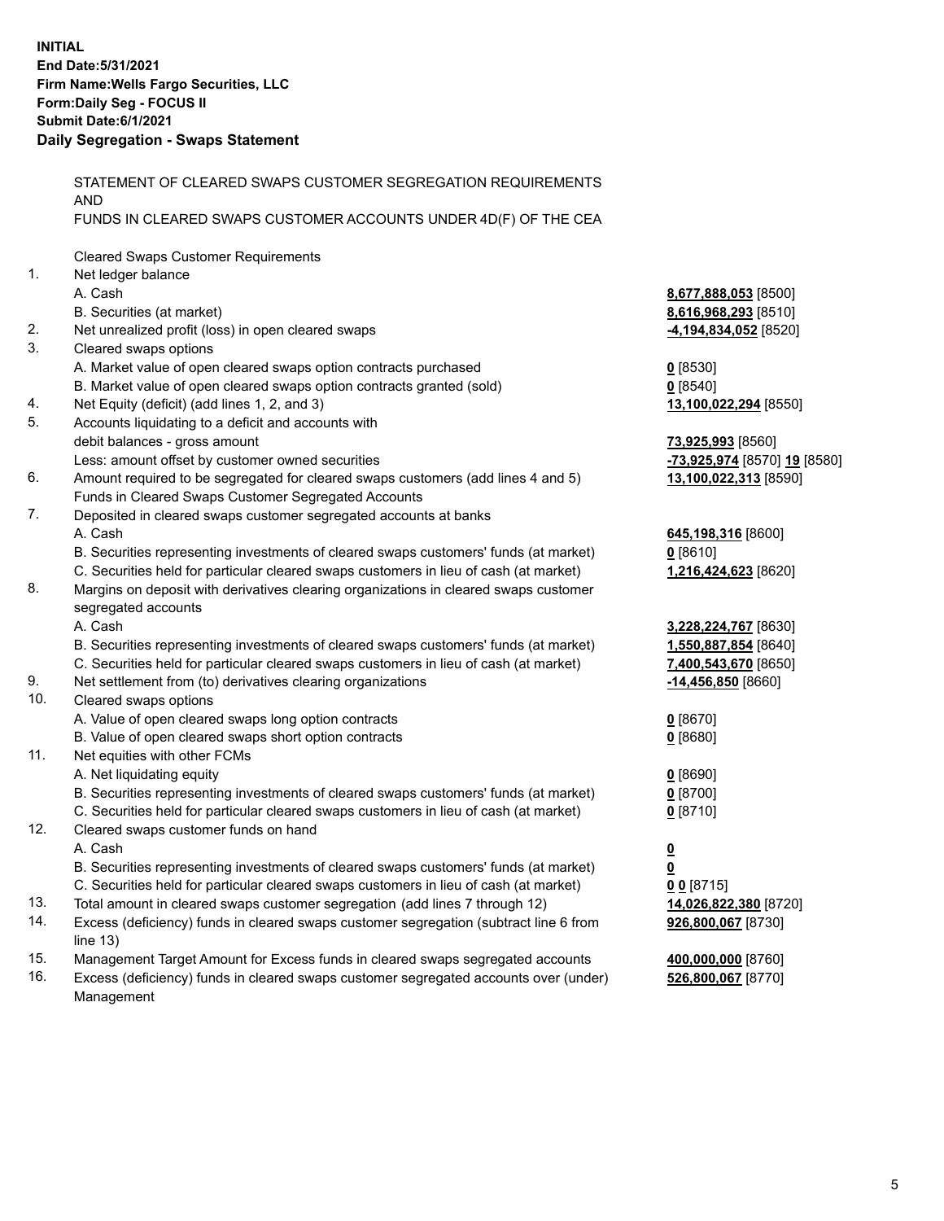**INITIAL**
**End Date:5/31/2021**
**Firm Name:Wells Fargo Securities, LLC**
**Form:Daily Seg - FOCUS II**
**Submit Date:6/1/2021**
**Daily Segregation - Swaps Statement**

STATEMENT OF CLEARED SWAPS CUSTOMER SEGREGATION REQUIREMENTS AND FUNDS IN CLEARED SWAPS CUSTOMER ACCOUNTS UNDER 4D(F) OF THE CEA

| | | |
|---|---|---|
| | Cleared Swaps Customer Requirements | |
| 1. | Net ledger balance | |
| | A. Cash | **8,677,888,053** [8500] |
| | B. Securities (at market) | **8,616,968,293** [8510] |
| 2. | Net unrealized profit (loss) in open cleared swaps | **-4,194,834,052** [8520] |
| 3. | Cleared swaps options | |
| | A. Market value of open cleared swaps option contracts purchased | **0** [8530] |
| | B. Market value of open cleared swaps option contracts granted (sold) | **0** [8540] |
| 4. | Net Equity (deficit) (add lines 1, 2, and 3) | **13,100,022,294** [8550] |
| 5. | Accounts liquidating to a deficit and accounts with debit balances - gross amount | **73,925,993** [8560] |
| | Less: amount offset by customer owned securities | **-73,925,974** [8570] **19** [8580] |
| 6. | Amount required to be segregated for cleared swaps customers (add lines 4 and 5) | **13,100,022,313** [8590] |
| | Funds in Cleared Swaps Customer Segregated Accounts | |
| 7. | Deposited in cleared swaps customer segregated accounts at banks | |
| | A. Cash | **645,198,316** [8600] |
| | B. Securities representing investments of cleared swaps customers' funds (at market) | **0** [8610] |
| | C. Securities held for particular cleared swaps customers in lieu of cash (at market) | **1,216,424,623** [8620] |
| 8. | Margins on deposit with derivatives clearing organizations in cleared swaps customer segregated accounts | |
| | A. Cash | **3,228,224,767** [8630] |
| | B. Securities representing investments of cleared swaps customers' funds (at market) | **1,550,887,854** [8640] |
| | C. Securities held for particular cleared swaps customers in lieu of cash (at market) | **7,400,543,670** [8650] |
| 9. | Net settlement from (to) derivatives clearing organizations | **-14,456,850** [8660] |
| 10. | Cleared swaps options | |
| | A. Value of open cleared swaps long option contracts | **0** [8670] |
| | B. Value of open cleared swaps short option contracts | **0** [8680] |
| 11. | Net equities with other FCMs | |
| | A. Net liquidating equity | **0** [8690] |
| | B. Securities representing investments of cleared swaps customers' funds (at market) | **0** [8700] |
| | C. Securities held for particular cleared swaps customers in lieu of cash (at market) | **0** [8710] |
| 12. | Cleared swaps customer funds on hand | |
| | A. Cash | **0** |
| | B. Securities representing investments of cleared swaps customers' funds (at market) | **0** |
| | C. Securities held for particular cleared swaps customers in lieu of cash (at market) | **0** **0** [8715] |
| 13. | Total amount in cleared swaps customer segregation (add lines 7 through 12) | **14,026,822,380** [8720] |
| 14. | Excess (deficiency) funds in cleared swaps customer segregation (subtract line 6 from line 13) | **926,800,067** [8730] |
| 15. | Management Target Amount for Excess funds in cleared swaps segregated accounts | **400,000,000** [8760] |
| 16. | Excess (deficiency) funds in cleared swaps customer segregated accounts over (under) Management | **526,800,067** [8770] |